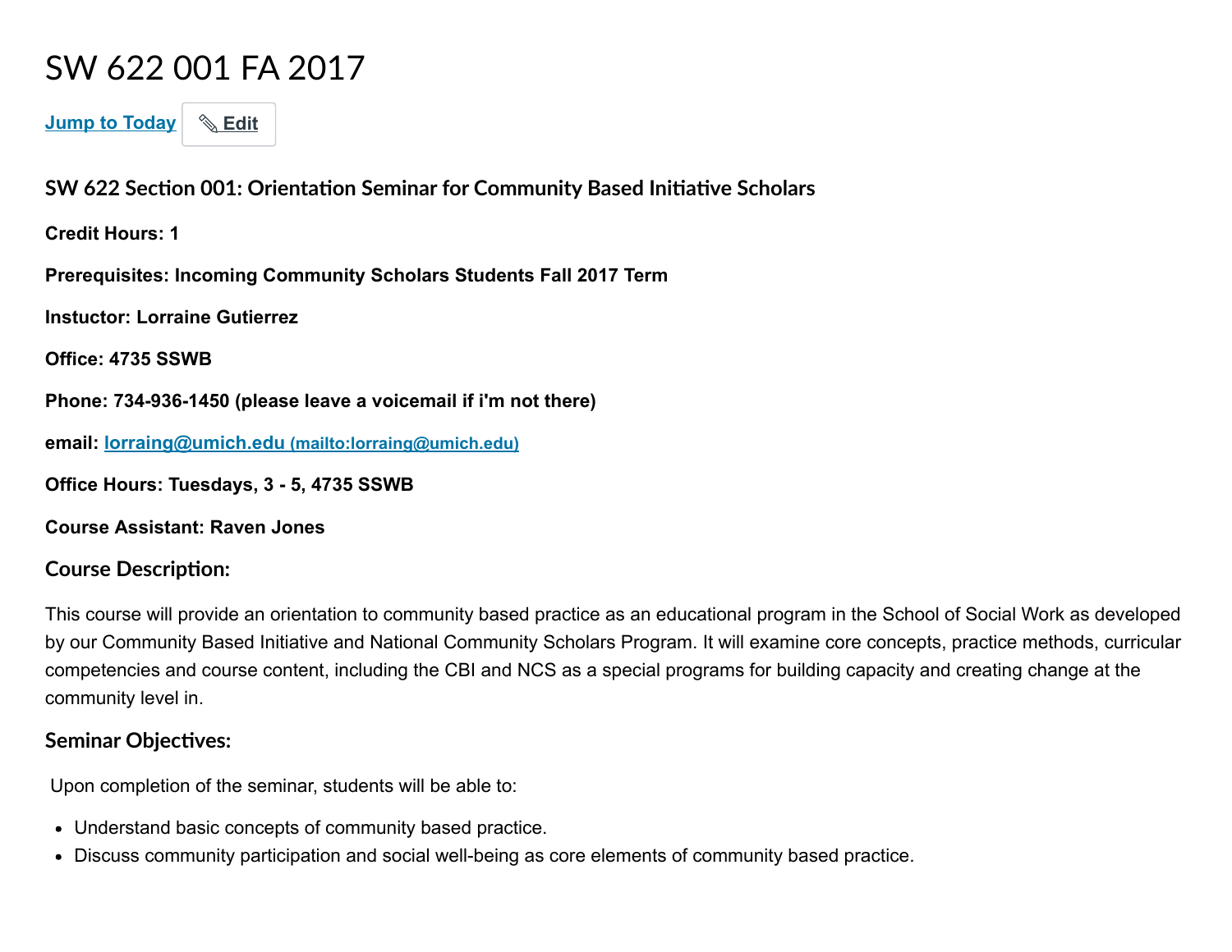# SW 622 001 FA 2017

Jump to Today

### SW 622 Section 001: Orientation Seminar for Community Based Initiative Scholars

**Credit Hours: 1**

**Prerequisites: Incoming Community Scholars Students Fall 2017 Term**

**Instuctor: Lorraine Gutierrez**

**Office: 4735 SSWB**

**Phone: 734-936-1450 (please leave a voicemail if i'm not there)**

**email: lorraing@umich.edu (mailto:lorraing@umich.edu)**

**Office Hours: Tuesdays, 3 - 5, 4735 SSWB**

**Course Assistant: Raven Jones**

### Course Description:

This course will provide an orientation to community based practice as an educational program in the School of Social Work as developed by our Community Based Initiative and National Community Scholars Program. It will examine core concepts, practice methods, curricular competencies and course content, including the CBI and NCS as a special programs for building capacity and creating change at the community level in.

### Seminar Objectives:

Upon completion of the seminar, students will be able to:

- Understand basic concepts of community based practice.
- Discuss community participation and social well-being as core elements of community based practice.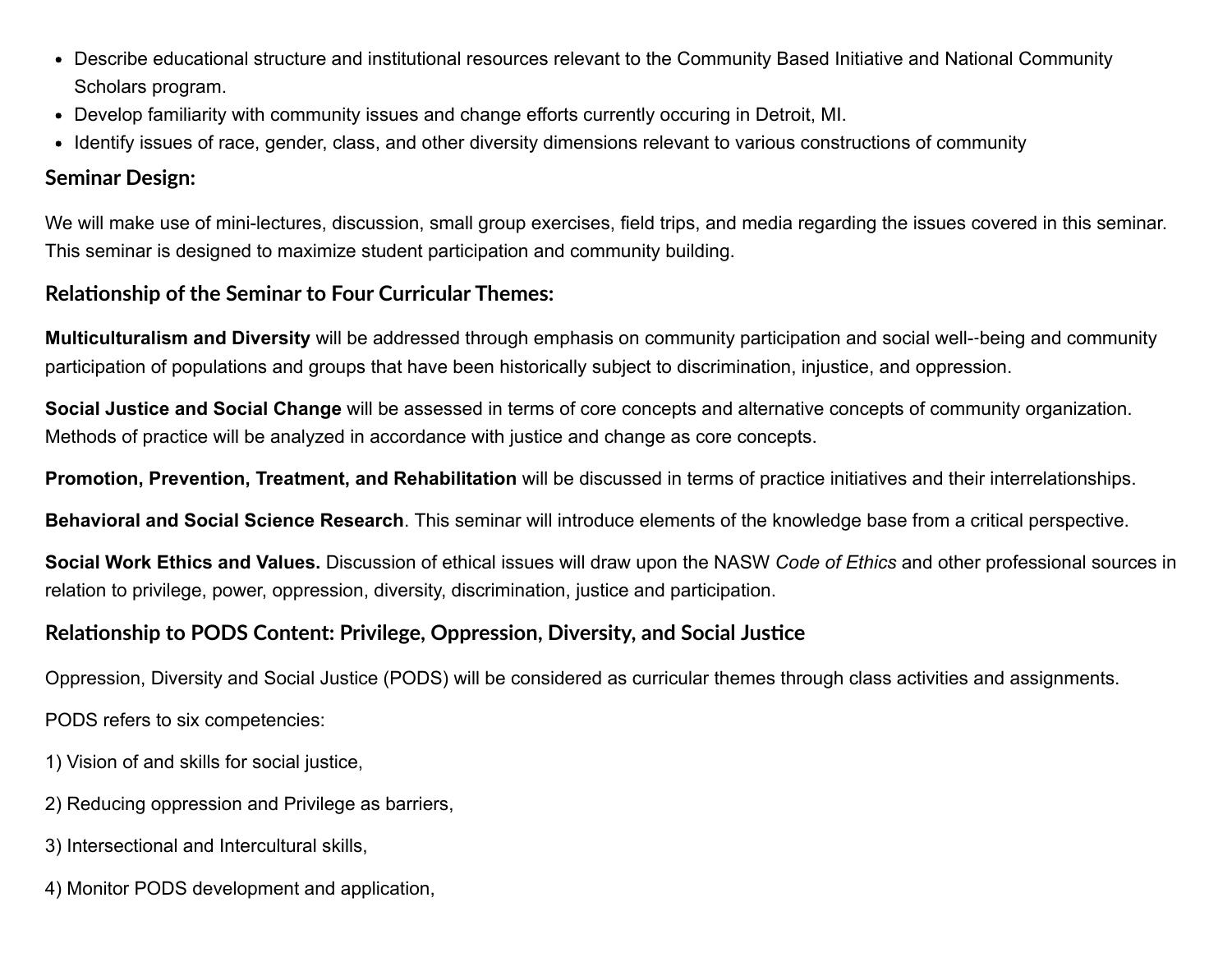- Describe educational structure and institutional resources relevant to the Community Based Initiative and National Community Scholars program.
- Develop familiarity with community issues and change efforts currently occuring in Detroit, MI.
- Identify issues of race, gender, class, and other diversity dimensions relevant to various constructions of community

### Seminar Design:

We will make use of mini-lectures, discussion, small group exercises, field trips, and media regarding the issues covered in this seminar. This seminar is designed to maximize student participation and community building.

### Relationship of the Seminar to Four Curricular Themes:

**Multiculturalism and Diversity** will be addressed through emphasis on community participation and social well--being and community participation of populations and groups that have been historically subject to discrimination, injustice, and oppression.

**Social Justice and Social Change** will be assessed in terms of core concepts and alternative concepts of community organization. Methods of practice will be analyzed in accordance with justice and change as core concepts.

**Promotion, Prevention, Treatment, and Rehabilitation** will be discussed in terms of practice initiatives and their interrelationships.

**Behavioral and Social Science Research**. This seminar will introduce elements of the knowledge base from a critical perspective.

**Social Work Ethics and Values.** Discussion of ethical issues will draw upon the NASW *Code of Ethics* and other professional sources in relation to privilege, power, oppression, diversity, discrimination, justice and participation.

### Relationship to PODS Content: Privilege, Oppression, Diversity, and Social Justice

Oppression, Diversity and Social Justice (PODS) will be considered as curricular themes through class activities and assignments.

PODS refers to six competencies:

1) Vision of and skills for social justice,

2) Reducing oppression and Privilege as barriers,

3) Intersectional and Intercultural skills,

4) Monitor PODS development and application,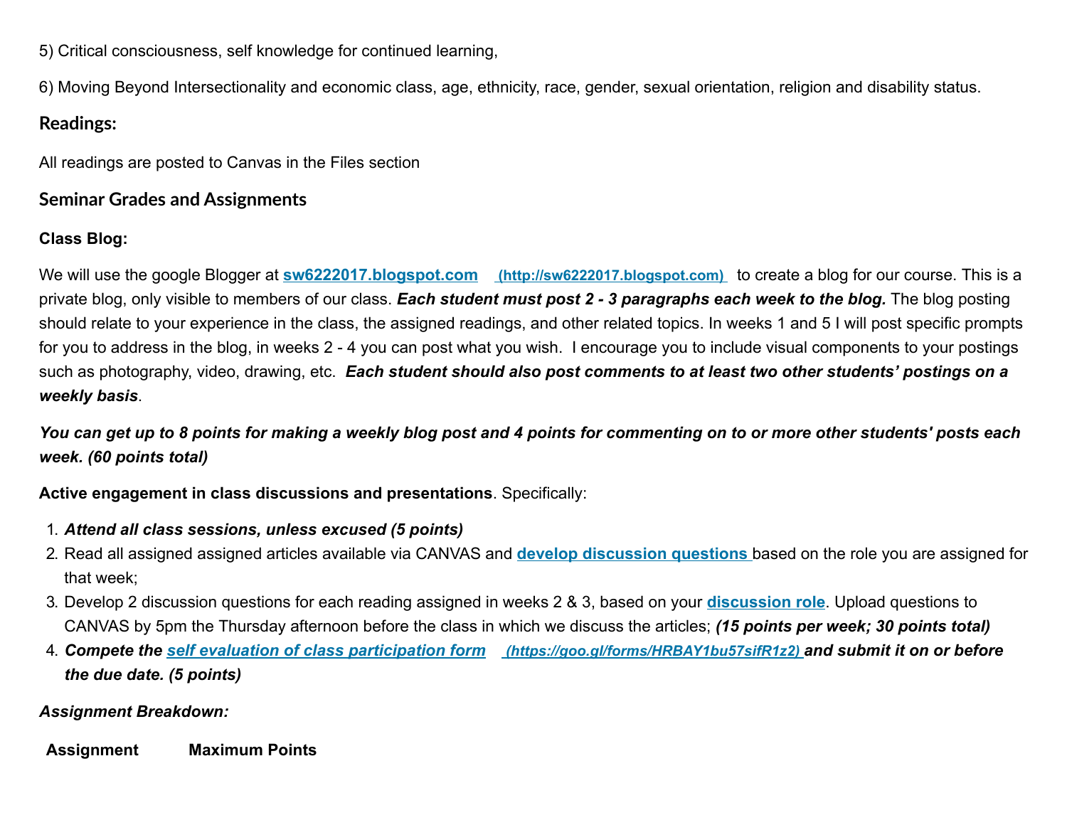5) Critical consciousness, self knowledge for continued learning,

6) Moving Beyond Intersectionality and economic class, age, ethnicity, race, gender, sexual orientation, religion and disability status.

## Readings:

All readings are posted to Canvas in the Files section

## Seminar Grades and Assignments

**Class Blog:**

We will use the google Blogger at **sw6222017.blogspot.com** (http://sw6222017.blogspot.com) to create a blog for our course. This is a private blog, only visible to members of our class. ***Each student must post 2 - 3 paragraphs each week to the blog.*** The blog posting should relate to your experience in the class, the assigned readings, and other related topics. In weeks 1 and 5 I will post specific prompts for you to address in the blog, in weeks 2 - 4 you can post what you wish. I encourage you to include visual components to your postings such as photography, video, drawing, etc. ***Each student should also post comments to at least two other students' postings on a weekly basis***.

***You can get up to 8 points for making a weekly blog post and 4 points for commenting on to or more other students' posts each week. (60 points total)***

**Active engagement in class discussions and presentations**. Specifically:

1. ***Attend all class sessions, unless excused (5 points)***
2. Read all assigned assigned articles available via CANVAS and **develop discussion questions** based on the role you are assigned for that week;
3. Develop 2 discussion questions for each reading assigned in weeks 2 & 3, based on your **discussion role**. Upload questions to CANVAS by 5pm the Thursday afternoon before the class in which we discuss the articles; ***(15 points per week; 30 points total)***
4. ***Compete the self evaluation of class participation form (https://goo.gl/forms/HRBAY1bu57sifR1z2) and submit it on or before the due date. (5 points)***

***Assignment Breakdown:***

| Assignment | Maximum Points |
|---|---|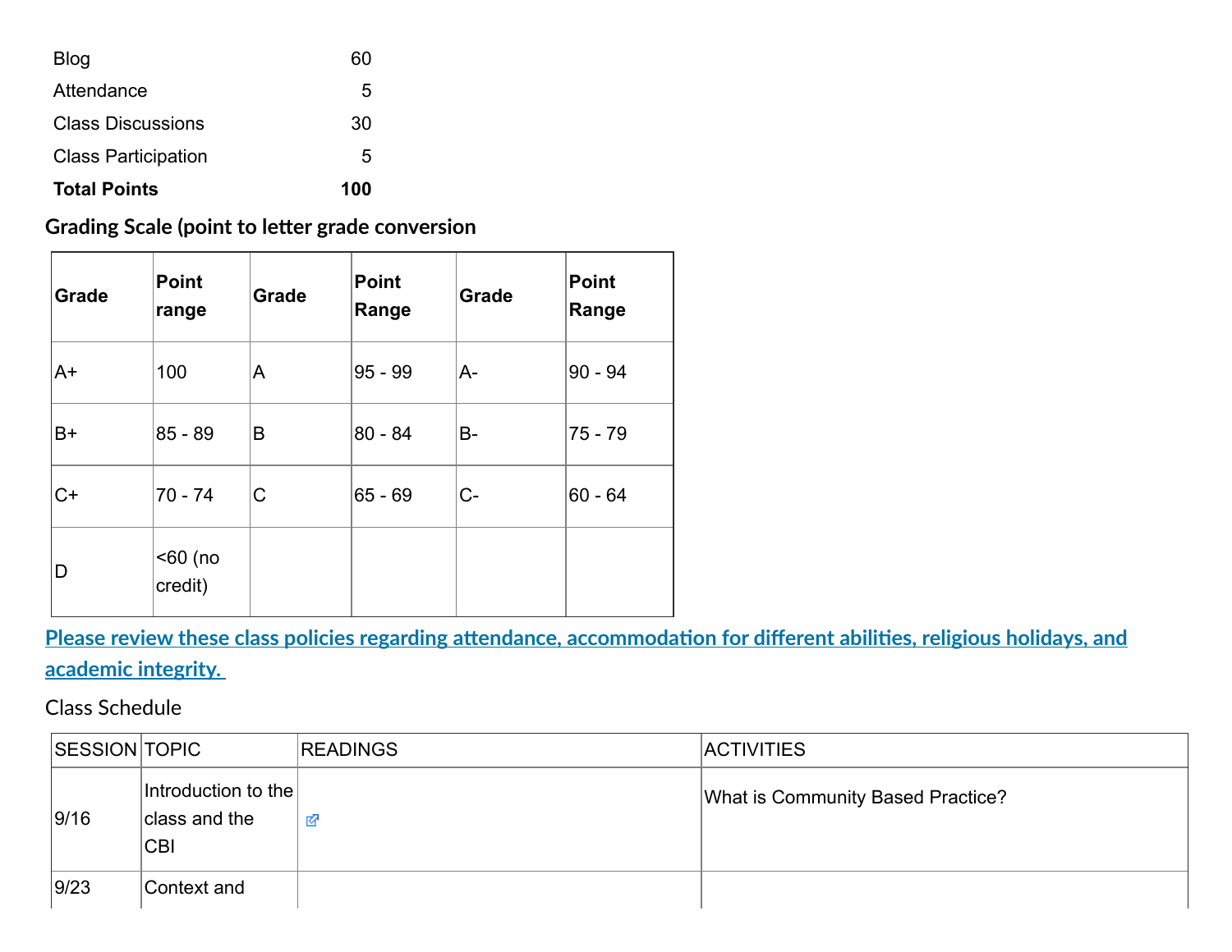| | |
|---|---|
| Blog | 60 |
| Attendance | 5 |
| Class Discussions | 30 |
| Class Participation | 5 |
| **Total Points** | **100** |

### Grading Scale (point to letter grade conversion

| Grade | Point range | Grade | Point Range | Grade | Point Range |
|---|---|---|---|---|---|
| A+ | 100 | A | 95 - 99 | A- | 90 - 94 |
| B+ | 85 - 89 | B | 80 - 84 | B- | 75 - 79 |
| C+ | 70 - 74 | C | 65 - 69 | C- | 60 - 64 |
| D | <60 (no credit) | | | | |

**Please review these class policies regarding attendance, accommodation for different abilities, religious holidays, and academic integrity.**

Class Schedule

| SESSION | TOPIC | READINGS | ACTIVITIES |
|---|---|---|---|
| 9/16 | Introduction to the class and the CBI | | What is Community Based Practice? |
| 9/23 | Context and | | |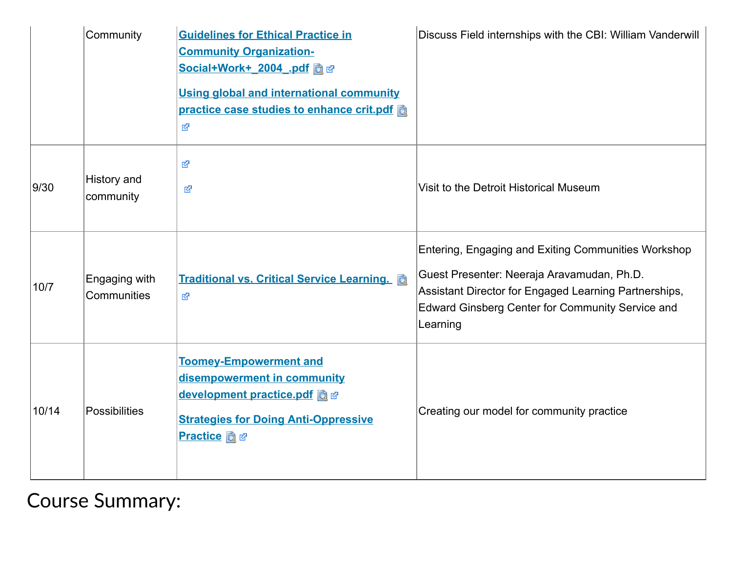| | | | |
|---|---|---|---|
| | Community | **Guidelines for Ethical Practice in Community Organization-Social+Work+_2004_.pdf**<br><br>**Using global and international community practice case studies to enhance crit.pdf** | Discuss Field internships with the CBI: William Vanderwill |
| 9/30 | History and community | | Visit to the Detroit Historical Museum |
| 10/7 | Engaging with Communities | **Traditional vs. Critical Service Learning.** | Entering, Engaging and Exiting Communities Workshop<br><br>Guest Presenter: Neeraja Aravamudan, Ph.D. Assistant Director for Engaged Learning Partnerships, Edward Ginsberg Center for Community Service and Learning |
| 10/14 | Possibilities | **Toomey-Empowerment and disempowerment in community development practice.pdf**<br><br>**Strategies for Doing Anti-Oppressive Practice** | Creating our model for community practice |

# Course Summary: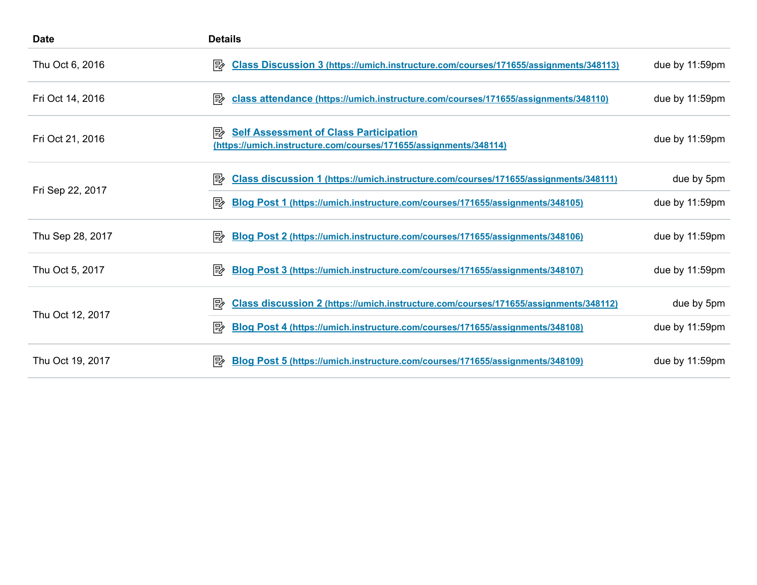| Date | Details | |
|---|---|---|
| Thu Oct 6, 2016 | Class Discussion 3 (https://umich.instructure.com/courses/171655/assignments/348113) | due by 11:59pm |
| Fri Oct 14, 2016 | class attendance (https://umich.instructure.com/courses/171655/assignments/348110) | due by 11:59pm |
| Fri Oct 21, 2016 | Self Assessment of Class Participation (https://umich.instructure.com/courses/171655/assignments/348114) | due by 11:59pm |
| Fri Sep 22, 2017 | Class discussion 1 (https://umich.instructure.com/courses/171655/assignments/348111) | due by 5pm |
| | Blog Post 1 (https://umich.instructure.com/courses/171655/assignments/348105) | due by 11:59pm |
| Thu Sep 28, 2017 | Blog Post 2 (https://umich.instructure.com/courses/171655/assignments/348106) | due by 11:59pm |
| Thu Oct 5, 2017 | Blog Post 3 (https://umich.instructure.com/courses/171655/assignments/348107) | due by 11:59pm |
| Thu Oct 12, 2017 | Class discussion 2 (https://umich.instructure.com/courses/171655/assignments/348112) | due by 5pm |
| | Blog Post 4 (https://umich.instructure.com/courses/171655/assignments/348108) | due by 11:59pm |
| Thu Oct 19, 2017 | Blog Post 5 (https://umich.instructure.com/courses/171655/assignments/348109) | due by 11:59pm |